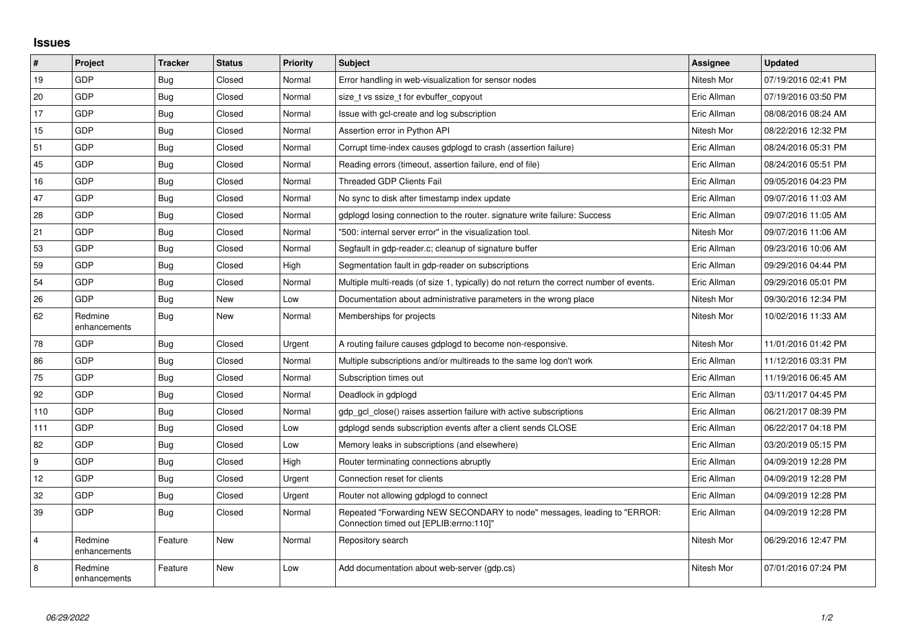## Issues

| # | Project | Tracker | Status | Priority | Subject | Assignee | Updated |
|---|---|---|---|---|---|---|---|
| 19 | GDP | Bug | Closed | Normal | Error handling in web-visualization for sensor nodes | Nitesh Mor | 07/19/2016 02:41 PM |
| 20 | GDP | Bug | Closed | Normal | size_t vs ssize_t for evbuffer_copyout | Eric Allman | 07/19/2016 03:50 PM |
| 17 | GDP | Bug | Closed | Normal | Issue with gcl-create and log subscription | Eric Allman | 08/08/2016 08:24 AM |
| 15 | GDP | Bug | Closed | Normal | Assertion error in Python API | Nitesh Mor | 08/22/2016 12:32 PM |
| 51 | GDP | Bug | Closed | Normal | Corrupt time-index causes gdplogd to crash (assertion failure) | Eric Allman | 08/24/2016 05:31 PM |
| 45 | GDP | Bug | Closed | Normal | Reading errors (timeout, assertion failure, end of file) | Eric Allman | 08/24/2016 05:51 PM |
| 16 | GDP | Bug | Closed | Normal | Threaded GDP Clients Fail | Eric Allman | 09/05/2016 04:23 PM |
| 47 | GDP | Bug | Closed | Normal | No sync to disk after timestamp index update | Eric Allman | 09/07/2016 11:03 AM |
| 28 | GDP | Bug | Closed | Normal | gdplogd losing connection to the router. signature write failure: Success | Eric Allman | 09/07/2016 11:05 AM |
| 21 | GDP | Bug | Closed | Normal | "500: internal server error" in the visualization tool. | Nitesh Mor | 09/07/2016 11:06 AM |
| 53 | GDP | Bug | Closed | Normal | Segfault in gdp-reader.c; cleanup of signature buffer | Eric Allman | 09/23/2016 10:06 AM |
| 59 | GDP | Bug | Closed | High | Segmentation fault in gdp-reader on subscriptions | Eric Allman | 09/29/2016 04:44 PM |
| 54 | GDP | Bug | Closed | Normal | Multiple multi-reads (of size 1, typically) do not return the correct number of events. | Eric Allman | 09/29/2016 05:01 PM |
| 26 | GDP | Bug | New | Low | Documentation about administrative parameters in the wrong place | Nitesh Mor | 09/30/2016 12:34 PM |
| 62 | Redmine enhancements | Bug | New | Normal | Memberships for projects | Nitesh Mor | 10/02/2016 11:33 AM |
| 78 | GDP | Bug | Closed | Urgent | A routing failure causes gdplogd to become non-responsive. | Nitesh Mor | 11/01/2016 01:42 PM |
| 86 | GDP | Bug | Closed | Normal | Multiple subscriptions and/or multireads to the same log don't work | Eric Allman | 11/12/2016 03:31 PM |
| 75 | GDP | Bug | Closed | Normal | Subscription times out | Eric Allman | 11/19/2016 06:45 AM |
| 92 | GDP | Bug | Closed | Normal | Deadlock in gdplogd | Eric Allman | 03/11/2017 04:45 PM |
| 110 | GDP | Bug | Closed | Normal | gdp_gcl_close() raises assertion failure with active subscriptions | Eric Allman | 06/21/2017 08:39 PM |
| 111 | GDP | Bug | Closed | Low | gdplogd sends subscription events after a client sends CLOSE | Eric Allman | 06/22/2017 04:18 PM |
| 82 | GDP | Bug | Closed | Low | Memory leaks in subscriptions (and elsewhere) | Eric Allman | 03/20/2019 05:15 PM |
| 9 | GDP | Bug | Closed | High | Router terminating connections abruptly | Eric Allman | 04/09/2019 12:28 PM |
| 12 | GDP | Bug | Closed | Urgent | Connection reset for clients | Eric Allman | 04/09/2019 12:28 PM |
| 32 | GDP | Bug | Closed | Urgent | Router not allowing gdplogd to connect | Eric Allman | 04/09/2019 12:28 PM |
| 39 | GDP | Bug | Closed | Normal | Repeated "Forwarding NEW SECONDARY to node" messages, leading to "ERROR: Connection timed out [EPLIB:errno:110]" | Eric Allman | 04/09/2019 12:28 PM |
| 4 | Redmine enhancements | Feature | New | Normal | Repository search | Nitesh Mor | 06/29/2016 12:47 PM |
| 8 | Redmine enhancements | Feature | New | Low | Add documentation about web-server (gdp.cs) | Nitesh Mor | 07/01/2016 07:24 PM |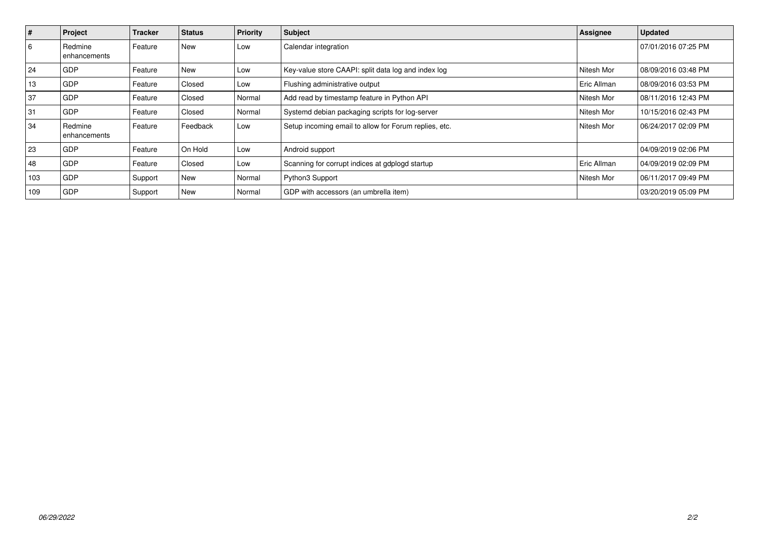| # | Project | Tracker | Status | Priority | Subject | Assignee | Updated |
|---|---|---|---|---|---|---|---|
| 6 | Redmine enhancements | Feature | New | Low | Calendar integration | | 07/01/2016 07:25 PM |
| 24 | GDP | Feature | New | Low | Key-value store CAAPI: split data log and index log | Nitesh Mor | 08/09/2016 03:48 PM |
| 13 | GDP | Feature | Closed | Low | Flushing administrative output | Eric Allman | 08/09/2016 03:53 PM |
| 37 | GDP | Feature | Closed | Normal | Add read by timestamp feature in Python API | Nitesh Mor | 08/11/2016 12:43 PM |
| 31 | GDP | Feature | Closed | Normal | Systemd debian packaging scripts for log-server | Nitesh Mor | 10/15/2016 02:43 PM |
| 34 | Redmine enhancements | Feature | Feedback | Low | Setup incoming email to allow for Forum replies, etc. | Nitesh Mor | 06/24/2017 02:09 PM |
| 23 | GDP | Feature | On Hold | Low | Android support | | 04/09/2019 02:06 PM |
| 48 | GDP | Feature | Closed | Low | Scanning for corrupt indices at gdplogd startup | Eric Allman | 04/09/2019 02:09 PM |
| 103 | GDP | Support | New | Normal | Python3 Support | Nitesh Mor | 06/11/2017 09:49 PM |
| 109 | GDP | Support | New | Normal | GDP with accessors (an umbrella item) | | 03/20/2019 05:09 PM |

*06/29/2022*